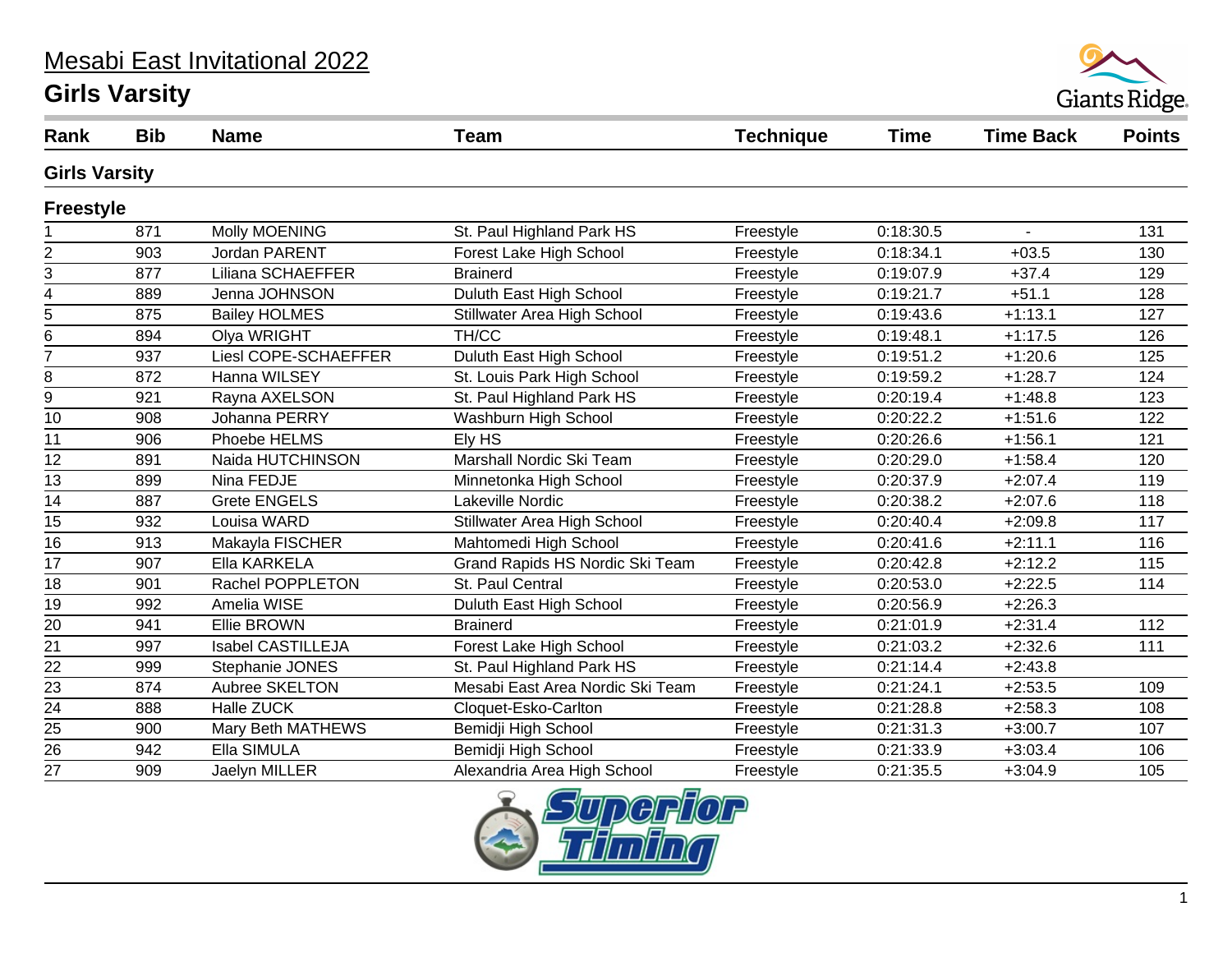# Mesabi East Invitational 2022

## Girls Varsity

| Rank | Bib | Name | Team | Technique | Time | Time Back | Points |
|---|---|---|---|---|---|---|---|
| **Girls Varsity** | | | | | | | |
| **Freestyle** | | | | | | | |
| 1 | 871 | Molly MOENING | St. Paul Highland Park HS | Freestyle | 0:18:30.5 | - | 131 |
| 2 | 903 | Jordan PARENT | Forest Lake High School | Freestyle | 0:18:34.1 | +03.5 | 130 |
| 3 | 877 | Liliana SCHAEFFER | Brainerd | Freestyle | 0:19:07.9 | +37.4 | 129 |
| 4 | 889 | Jenna JOHNSON | Duluth East High School | Freestyle | 0:19:21.7 | +51.1 | 128 |
| 5 | 875 | Bailey HOLMES | Stillwater Area High School | Freestyle | 0:19:43.6 | +1:13.1 | 127 |
| 6 | 894 | Olya WRIGHT | TH/CC | Freestyle | 0:19:48.1 | +1:17.5 | 126 |
| 7 | 937 | Liesl COPE-SCHAEFFER | Duluth East High School | Freestyle | 0:19:51.2 | +1:20.6 | 125 |
| 8 | 872 | Hanna WILSEY | St. Louis Park High School | Freestyle | 0:19:59.2 | +1:28.7 | 124 |
| 9 | 921 | Rayna AXELSON | St. Paul Highland Park HS | Freestyle | 0:20:19.4 | +1:48.8 | 123 |
| 10 | 908 | Johanna PERRY | Washburn High School | Freestyle | 0:20:22.2 | +1:51.6 | 122 |
| 11 | 906 | Phoebe HELMS | Ely HS | Freestyle | 0:20:26.6 | +1:56.1 | 121 |
| 12 | 891 | Naida HUTCHINSON | Marshall Nordic Ski Team | Freestyle | 0:20:29.0 | +1:58.4 | 120 |
| 13 | 899 | Nina FEDJE | Minnetonka High School | Freestyle | 0:20:37.9 | +2:07.4 | 119 |
| 14 | 887 | Grete ENGELS | Lakeville Nordic | Freestyle | 0:20:38.2 | +2:07.6 | 118 |
| 15 | 932 | Louisa WARD | Stillwater Area High School | Freestyle | 0:20:40.4 | +2:09.8 | 117 |
| 16 | 913 | Makayla FISCHER | Mahtomedi High School | Freestyle | 0:20:41.6 | +2:11.1 | 116 |
| 17 | 907 | Ella KARKELA | Grand Rapids HS Nordic Ski Team | Freestyle | 0:20:42.8 | +2:12.2 | 115 |
| 18 | 901 | Rachel POPPLETON | St. Paul Central | Freestyle | 0:20:53.0 | +2:22.5 | 114 |
| 19 | 992 | Amelia WISE | Duluth East High School | Freestyle | 0:20:56.9 | +2:26.3 | |
| 20 | 941 | Ellie BROWN | Brainerd | Freestyle | 0:21:01.9 | +2:31.4 | 112 |
| 21 | 997 | Isabel CASTILLEJA | Forest Lake High School | Freestyle | 0:21:03.2 | +2:32.6 | 111 |
| 22 | 999 | Stephanie JONES | St. Paul Highland Park HS | Freestyle | 0:21:14.4 | +2:43.8 | |
| 23 | 874 | Aubree SKELTON | Mesabi East Area Nordic Ski Team | Freestyle | 0:21:24.1 | +2:53.5 | 109 |
| 24 | 888 | Halle ZUCK | Cloquet-Esko-Carlton | Freestyle | 0:21:28.8 | +2:58.3 | 108 |
| 25 | 900 | Mary Beth MATHEWS | Bemidji High School | Freestyle | 0:21:31.3 | +3:00.7 | 107 |
| 26 | 942 | Ella SIMULA | Bemidji High School | Freestyle | 0:21:33.9 | +3:03.4 | 106 |
| 27 | 909 | Jaelyn MILLER | Alexandria Area High School | Freestyle | 0:21:35.5 | +3:04.9 | 105 |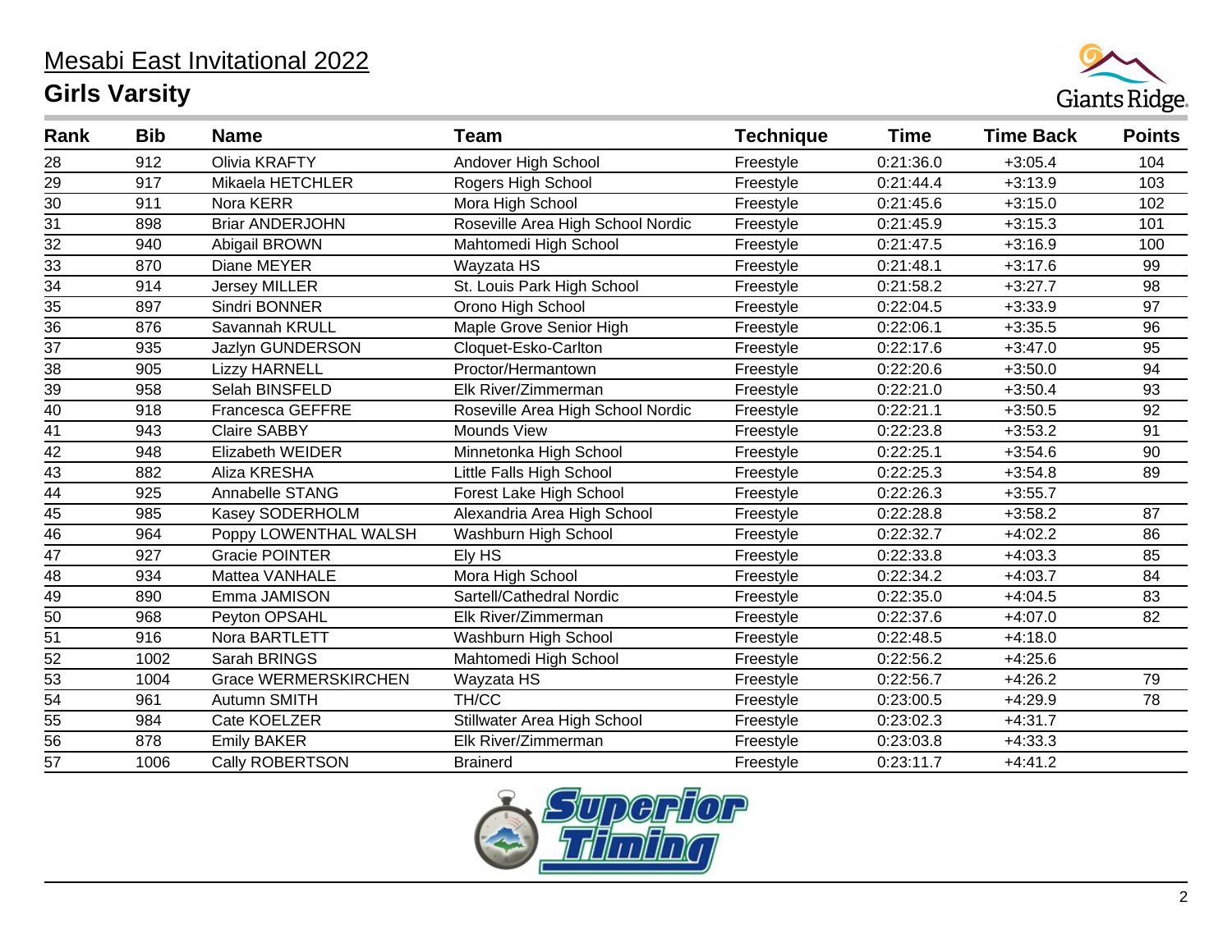# Mesabi East Invitational 2022

## Girls Varsity

| Rank | Bib | Name | Team | Technique | Time | Time Back | Points |
|---|---|---|---|---|---|---|---|
| 28 | 912 | Olivia KRAFTY | Andover High School | Freestyle | 0:21:36.0 | +3:05.4 | 104 |
| 29 | 917 | Mikaela HETCHLER | Rogers High School | Freestyle | 0:21:44.4 | +3:13.9 | 103 |
| 30 | 911 | Nora KERR | Mora High School | Freestyle | 0:21:45.6 | +3:15.0 | 102 |
| 31 | 898 | Briar ANDERJOHN | Roseville Area High School Nordic | Freestyle | 0:21:45.9 | +3:15.3 | 101 |
| 32 | 940 | Abigail BROWN | Mahtomedi High School | Freestyle | 0:21:47.5 | +3:16.9 | 100 |
| 33 | 870 | Diane MEYER | Wayzata HS | Freestyle | 0:21:48.1 | +3:17.6 | 99 |
| 34 | 914 | Jersey MILLER | St. Louis Park High School | Freestyle | 0:21:58.2 | +3:27.7 | 98 |
| 35 | 897 | Sindri BONNER | Orono High School | Freestyle | 0:22:04.5 | +3:33.9 | 97 |
| 36 | 876 | Savannah KRULL | Maple Grove Senior High | Freestyle | 0:22:06.1 | +3:35.5 | 96 |
| 37 | 935 | Jazlyn GUNDERSON | Cloquet-Esko-Carlton | Freestyle | 0:22:17.6 | +3:47.0 | 95 |
| 38 | 905 | Lizzy HARNELL | Proctor/Hermantown | Freestyle | 0:22:20.6 | +3:50.0 | 94 |
| 39 | 958 | Selah BINSFELD | Elk River/Zimmerman | Freestyle | 0:22:21.0 | +3:50.4 | 93 |
| 40 | 918 | Francesca GEFFRE | Roseville Area High School Nordic | Freestyle | 0:22:21.1 | +3:50.5 | 92 |
| 41 | 943 | Claire SABBY | Mounds View | Freestyle | 0:22:23.8 | +3:53.2 | 91 |
| 42 | 948 | Elizabeth WEIDER | Minnetonka High School | Freestyle | 0:22:25.1 | +3:54.6 | 90 |
| 43 | 882 | Aliza KRESHA | Little Falls High School | Freestyle | 0:22:25.3 | +3:54.8 | 89 |
| 44 | 925 | Annabelle STANG | Forest Lake High School | Freestyle | 0:22:26.3 | +3:55.7 | |
| 45 | 985 | Kasey SODERHOLM | Alexandria Area High School | Freestyle | 0:22:28.8 | +3:58.2 | 87 |
| 46 | 964 | Poppy LOWENTHAL WALSH | Washburn High School | Freestyle | 0:22:32.7 | +4:02.2 | 86 |
| 47 | 927 | Gracie POINTER | Ely HS | Freestyle | 0:22:33.8 | +4:03.3 | 85 |
| 48 | 934 | Mattea VANHALE | Mora High School | Freestyle | 0:22:34.2 | +4:03.7 | 84 |
| 49 | 890 | Emma JAMISON | Sartell/Cathedral Nordic | Freestyle | 0:22:35.0 | +4:04.5 | 83 |
| 50 | 968 | Peyton OPSAHL | Elk River/Zimmerman | Freestyle | 0:22:37.6 | +4:07.0 | 82 |
| 51 | 916 | Nora BARTLETT | Washburn High School | Freestyle | 0:22:48.5 | +4:18.0 | |
| 52 | 1002 | Sarah BRINGS | Mahtomedi High School | Freestyle | 0:22:56.2 | +4:25.6 | |
| 53 | 1004 | Grace WERMERSKIRCHEN | Wayzata HS | Freestyle | 0:22:56.7 | +4:26.2 | 79 |
| 54 | 961 | Autumn SMITH | TH/CC | Freestyle | 0:23:00.5 | +4:29.9 | 78 |
| 55 | 984 | Cate KOELZER | Stillwater Area High School | Freestyle | 0:23:02.3 | +4:31.7 | |
| 56 | 878 | Emily BAKER | Elk River/Zimmerman | Freestyle | 0:23:03.8 | +4:33.3 | |
| 57 | 1006 | Cally ROBERTSON | Brainerd | Freestyle | 0:23:11.7 | +4:41.2 | |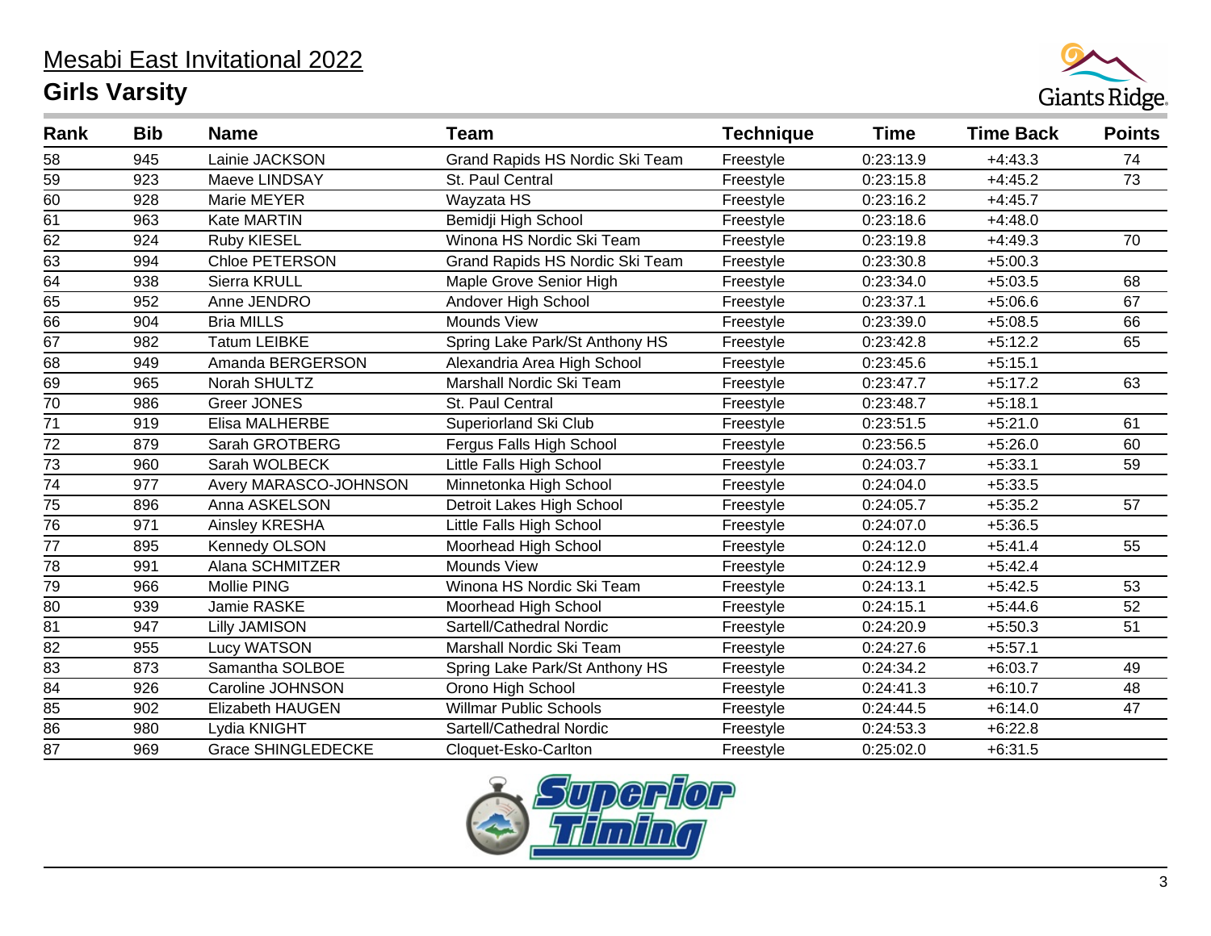# Mesabi East Invitational 2022

## Girls Varsity

| Rank | Bib | Name | Team | Technique | Time | Time Back | Points |
|---|---|---|---|---|---|---|---|
| 58 | 945 | Lainie JACKSON | Grand Rapids HS Nordic Ski Team | Freestyle | 0:23:13.9 | +4:43.3 | 74 |
| 59 | 923 | Maeve LINDSAY | St. Paul Central | Freestyle | 0:23:15.8 | +4:45.2 | 73 |
| 60 | 928 | Marie MEYER | Wayzata HS | Freestyle | 0:23:16.2 | +4:45.7 | |
| 61 | 963 | Kate MARTIN | Bemidji High School | Freestyle | 0:23:18.6 | +4:48.0 | |
| 62 | 924 | Ruby KIESEL | Winona HS Nordic Ski Team | Freestyle | 0:23:19.8 | +4:49.3 | 70 |
| 63 | 994 | Chloe PETERSON | Grand Rapids HS Nordic Ski Team | Freestyle | 0:23:30.8 | +5:00.3 | |
| 64 | 938 | Sierra KRULL | Maple Grove Senior High | Freestyle | 0:23:34.0 | +5:03.5 | 68 |
| 65 | 952 | Anne JENDRO | Andover High School | Freestyle | 0:23:37.1 | +5:06.6 | 67 |
| 66 | 904 | Bria MILLS | Mounds View | Freestyle | 0:23:39.0 | +5:08.5 | 66 |
| 67 | 982 | Tatum LEIBKE | Spring Lake Park/St Anthony HS | Freestyle | 0:23:42.8 | +5:12.2 | 65 |
| 68 | 949 | Amanda BERGERSON | Alexandria Area High School | Freestyle | 0:23:45.6 | +5:15.1 | |
| 69 | 965 | Norah SHULTZ | Marshall Nordic Ski Team | Freestyle | 0:23:47.7 | +5:17.2 | 63 |
| 70 | 986 | Greer JONES | St. Paul Central | Freestyle | 0:23:48.7 | +5:18.1 | |
| 71 | 919 | Elisa MALHERBE | Superiorland Ski Club | Freestyle | 0:23:51.5 | +5:21.0 | 61 |
| 72 | 879 | Sarah GROTBERG | Fergus Falls High School | Freestyle | 0:23:56.5 | +5:26.0 | 60 |
| 73 | 960 | Sarah WOLBECK | Little Falls High School | Freestyle | 0:24:03.7 | +5:33.1 | 59 |
| 74 | 977 | Avery MARASCO-JOHNSON | Minnetonka High School | Freestyle | 0:24:04.0 | +5:33.5 | |
| 75 | 896 | Anna ASKELSON | Detroit Lakes High School | Freestyle | 0:24:05.7 | +5:35.2 | 57 |
| 76 | 971 | Ainsley KRESHA | Little Falls High School | Freestyle | 0:24:07.0 | +5:36.5 | |
| 77 | 895 | Kennedy OLSON | Moorhead High School | Freestyle | 0:24:12.0 | +5:41.4 | 55 |
| 78 | 991 | Alana SCHMITZER | Mounds View | Freestyle | 0:24:12.9 | +5:42.4 | |
| 79 | 966 | Mollie PING | Winona HS Nordic Ski Team | Freestyle | 0:24:13.1 | +5:42.5 | 53 |
| 80 | 939 | Jamie RASKE | Moorhead High School | Freestyle | 0:24:15.1 | +5:44.6 | 52 |
| 81 | 947 | Lilly JAMISON | Sartell/Cathedral Nordic | Freestyle | 0:24:20.9 | +5:50.3 | 51 |
| 82 | 955 | Lucy WATSON | Marshall Nordic Ski Team | Freestyle | 0:24:27.6 | +5:57.1 | |
| 83 | 873 | Samantha SOLBOE | Spring Lake Park/St Anthony HS | Freestyle | 0:24:34.2 | +6:03.7 | 49 |
| 84 | 926 | Caroline JOHNSON | Orono High School | Freestyle | 0:24:41.3 | +6:10.7 | 48 |
| 85 | 902 | Elizabeth HAUGEN | Willmar Public Schools | Freestyle | 0:24:44.5 | +6:14.0 | 47 |
| 86 | 980 | Lydia KNIGHT | Sartell/Cathedral Nordic | Freestyle | 0:24:53.3 | +6:22.8 | |
| 87 | 969 | Grace SHINGLEDECKE | Cloquet-Esko-Carlton | Freestyle | 0:25:02.0 | +6:31.5 | |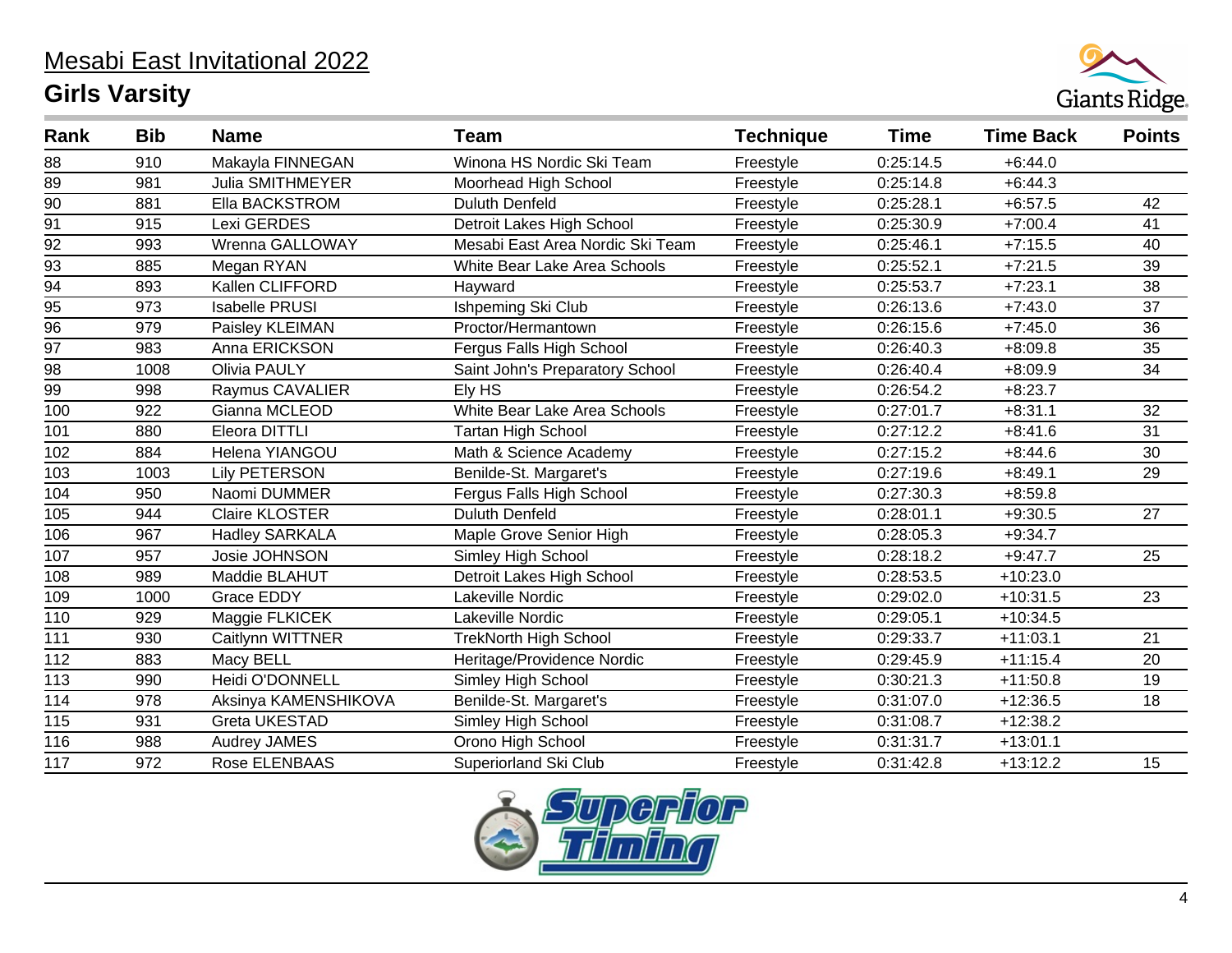# Mesabi East Invitational 2022

## Girls Varsity

| Rank | Bib | Name | Team | Technique | Time | Time Back | Points |
|---|---|---|---|---|---|---|---|
| 88 | 910 | Makayla FINNEGAN | Winona HS Nordic Ski Team | Freestyle | 0:25:14.5 | +6:44.0 | |
| 89 | 981 | Julia SMITHMEYER | Moorhead High School | Freestyle | 0:25:14.8 | +6:44.3 | |
| 90 | 881 | Ella BACKSTROM | Duluth Denfeld | Freestyle | 0:25:28.1 | +6:57.5 | 42 |
| 91 | 915 | Lexi GERDES | Detroit Lakes High School | Freestyle | 0:25:30.9 | +7:00.4 | 41 |
| 92 | 993 | Wrenna GALLOWAY | Mesabi East Area Nordic Ski Team | Freestyle | 0:25:46.1 | +7:15.5 | 40 |
| 93 | 885 | Megan RYAN | White Bear Lake Area Schools | Freestyle | 0:25:52.1 | +7:21.5 | 39 |
| 94 | 893 | Kallen CLIFFORD | Hayward | Freestyle | 0:25:53.7 | +7:23.1 | 38 |
| 95 | 973 | Isabelle PRUSI | Ishpeming Ski Club | Freestyle | 0:26:13.6 | +7:43.0 | 37 |
| 96 | 979 | Paisley KLEIMAN | Proctor/Hermantown | Freestyle | 0:26:15.6 | +7:45.0 | 36 |
| 97 | 983 | Anna ERICKSON | Fergus Falls High School | Freestyle | 0:26:40.3 | +8:09.8 | 35 |
| 98 | 1008 | Olivia PAULY | Saint John's Preparatory School | Freestyle | 0:26:40.4 | +8:09.9 | 34 |
| 99 | 998 | Raymus CAVALIER | Ely HS | Freestyle | 0:26:54.2 | +8:23.7 | |
| 100 | 922 | Gianna MCLEOD | White Bear Lake Area Schools | Freestyle | 0:27:01.7 | +8:31.1 | 32 |
| 101 | 880 | Eleora DITTLI | Tartan High School | Freestyle | 0:27:12.2 | +8:41.6 | 31 |
| 102 | 884 | Helena YIANGOU | Math & Science Academy | Freestyle | 0:27:15.2 | +8:44.6 | 30 |
| 103 | 1003 | Lily PETERSON | Benilde-St. Margaret's | Freestyle | 0:27:19.6 | +8:49.1 | 29 |
| 104 | 950 | Naomi DUMMER | Fergus Falls High School | Freestyle | 0:27:30.3 | +8:59.8 | |
| 105 | 944 | Claire KLOSTER | Duluth Denfeld | Freestyle | 0:28:01.1 | +9:30.5 | 27 |
| 106 | 967 | Hadley SARKALA | Maple Grove Senior High | Freestyle | 0:28:05.3 | +9:34.7 | |
| 107 | 957 | Josie JOHNSON | Simley High School | Freestyle | 0:28:18.2 | +9:47.7 | 25 |
| 108 | 989 | Maddie BLAHUT | Detroit Lakes High School | Freestyle | 0:28:53.5 | +10:23.0 | |
| 109 | 1000 | Grace EDDY | Lakeville Nordic | Freestyle | 0:29:02.0 | +10:31.5 | 23 |
| 110 | 929 | Maggie FLKICEK | Lakeville Nordic | Freestyle | 0:29:05.1 | +10:34.5 | |
| 111 | 930 | Caitlynn WITTNER | TrekNorth High School | Freestyle | 0:29:33.7 | +11:03.1 | 21 |
| 112 | 883 | Macy BELL | Heritage/Providence Nordic | Freestyle | 0:29:45.9 | +11:15.4 | 20 |
| 113 | 990 | Heidi O'DONNELL | Simley High School | Freestyle | 0:30:21.3 | +11:50.8 | 19 |
| 114 | 978 | Aksinya KAMENSHIKOVA | Benilde-St. Margaret's | Freestyle | 0:31:07.0 | +12:36.5 | 18 |
| 115 | 931 | Greta UKESTAD | Simley High School | Freestyle | 0:31:08.7 | +12:38.2 | |
| 116 | 988 | Audrey JAMES | Orono High School | Freestyle | 0:31:31.7 | +13:01.1 | |
| 117 | 972 | Rose ELENBAAS | Superiorland Ski Club | Freestyle | 0:31:42.8 | +13:12.2 | 15 |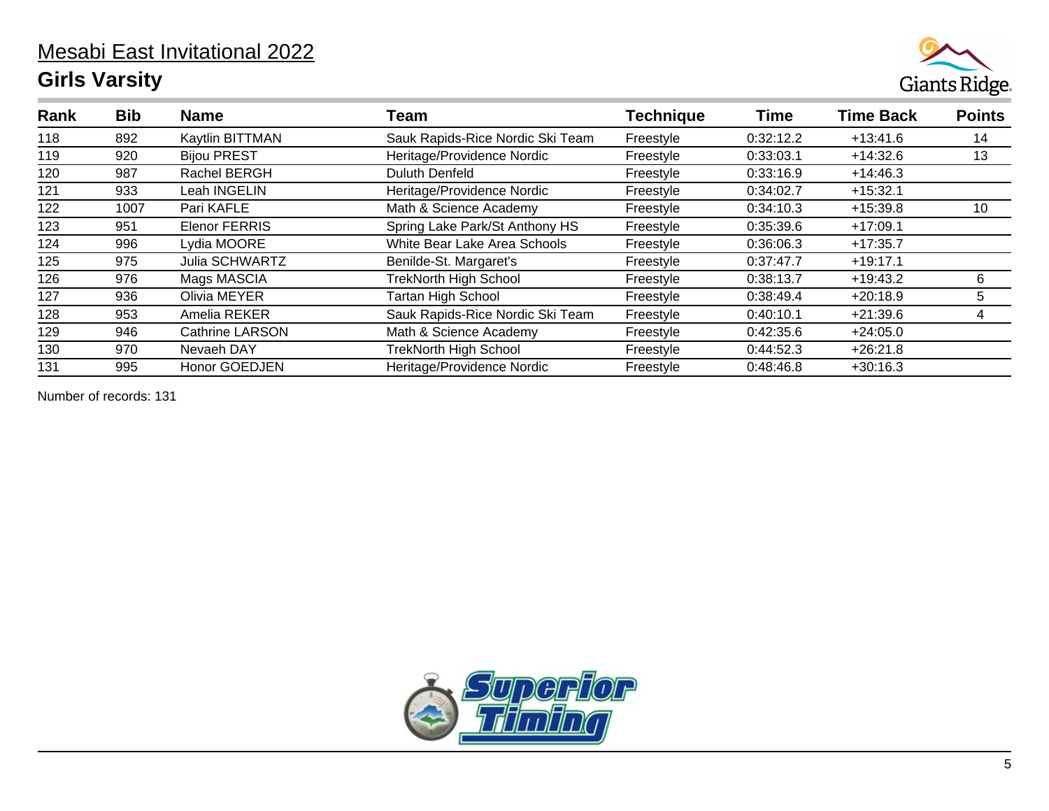# Mesabi East Invitational 2022

## Girls Varsity

| Rank | Bib | Name | Team | Technique | Time | Time Back | Points |
|---|---|---|---|---|---|---|---|
| 118 | 892 | Kaytlin BITTMAN | Sauk Rapids-Rice Nordic Ski Team | Freestyle | 0:32:12.2 | +13:41.6 | 14 |
| 119 | 920 | Bijou PREST | Heritage/Providence Nordic | Freestyle | 0:33:03.1 | +14:32.6 | 13 |
| 120 | 987 | Rachel BERGH | Duluth Denfeld | Freestyle | 0:33:16.9 | +14:46.3 | |
| 121 | 933 | Leah INGELIN | Heritage/Providence Nordic | Freestyle | 0:34:02.7 | +15:32.1 | |
| 122 | 1007 | Pari KAFLE | Math & Science Academy | Freestyle | 0:34:10.3 | +15:39.8 | 10 |
| 123 | 951 | Elenor FERRIS | Spring Lake Park/St Anthony HS | Freestyle | 0:35:39.6 | +17:09.1 | |
| 124 | 996 | Lydia MOORE | White Bear Lake Area Schools | Freestyle | 0:36:06.3 | +17:35.7 | |
| 125 | 975 | Julia SCHWARTZ | Benilde-St. Margaret's | Freestyle | 0:37:47.7 | +19:17.1 | |
| 126 | 976 | Mags MASCIA | TrekNorth High School | Freestyle | 0:38:13.7 | +19:43.2 | 6 |
| 127 | 936 | Olivia MEYER | Tartan High School | Freestyle | 0:38:49.4 | +20:18.9 | 5 |
| 128 | 953 | Amelia REKER | Sauk Rapids-Rice Nordic Ski Team | Freestyle | 0:40:10.1 | +21:39.6 | 4 |
| 129 | 946 | Cathrine LARSON | Math & Science Academy | Freestyle | 0:42:35.6 | +24:05.0 | |
| 130 | 970 | Nevaeh DAY | TrekNorth High School | Freestyle | 0:44:52.3 | +26:21.8 | |
| 131 | 995 | Honor GOEDJEN | Heritage/Providence Nordic | Freestyle | 0:48:46.8 | +30:16.3 | |

Number of records: 131